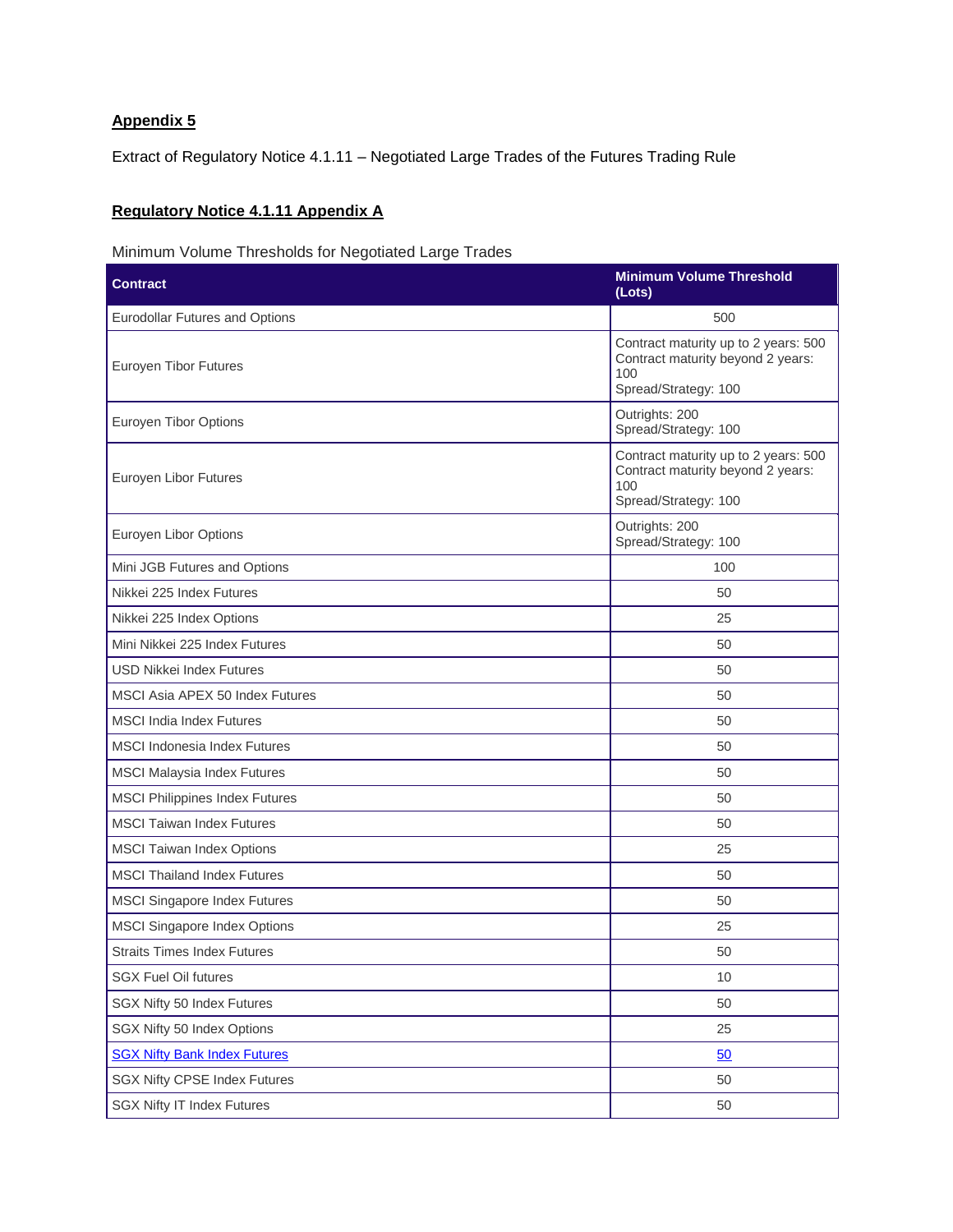**Appendix 5**

Extract of Regulatory Notice 4.1.11 – Negotiated Large Trades of the Futures Trading Rule

**Regulatory Notice 4.1.11 Appendix A**

Minimum Volume Thresholds for Negotiated Large Trades

| Contract | Minimum Volume Threshold (Lots) |
|---|---|
| Eurodollar Futures and Options | 500 |
| Euroyen Tibor Futures | Contract maturity up to 2 years: 500<br>Contract maturity beyond 2 years: 100<br>Spread/Strategy: 100 |
| Euroyen Tibor Options | Outrights: 200<br>Spread/Strategy: 100 |
| Euroyen Libor Futures | Contract maturity up to 2 years: 500<br>Contract maturity beyond 2 years: 100<br>Spread/Strategy: 100 |
| Euroyen Libor Options | Outrights: 200<br>Spread/Strategy: 100 |
| Mini JGB Futures and Options | 100 |
| Nikkei 225 Index Futures | 50 |
| Nikkei 225 Index Options | 25 |
| Mini Nikkei 225 Index Futures | 50 |
| USD Nikkei Index Futures | 50 |
| MSCI Asia APEX 50 Index Futures | 50 |
| MSCI India Index Futures | 50 |
| MSCI Indonesia Index Futures | 50 |
| MSCI Malaysia Index Futures | 50 |
| MSCI Philippines Index Futures | 50 |
| MSCI Taiwan Index Futures | 50 |
| MSCI Taiwan Index Options | 25 |
| MSCI Thailand Index Futures | 50 |
| MSCI Singapore Index Futures | 50 |
| MSCI Singapore Index Options | 25 |
| Straits Times Index Futures | 50 |
| SGX Fuel Oil futures | 10 |
| SGX Nifty 50 Index Futures | 50 |
| SGX Nifty 50 Index Options | 25 |
| SGX Nifty Bank Index Futures | 50 |
| SGX Nifty CPSE Index Futures | 50 |
| SGX Nifty IT Index Futures | 50 |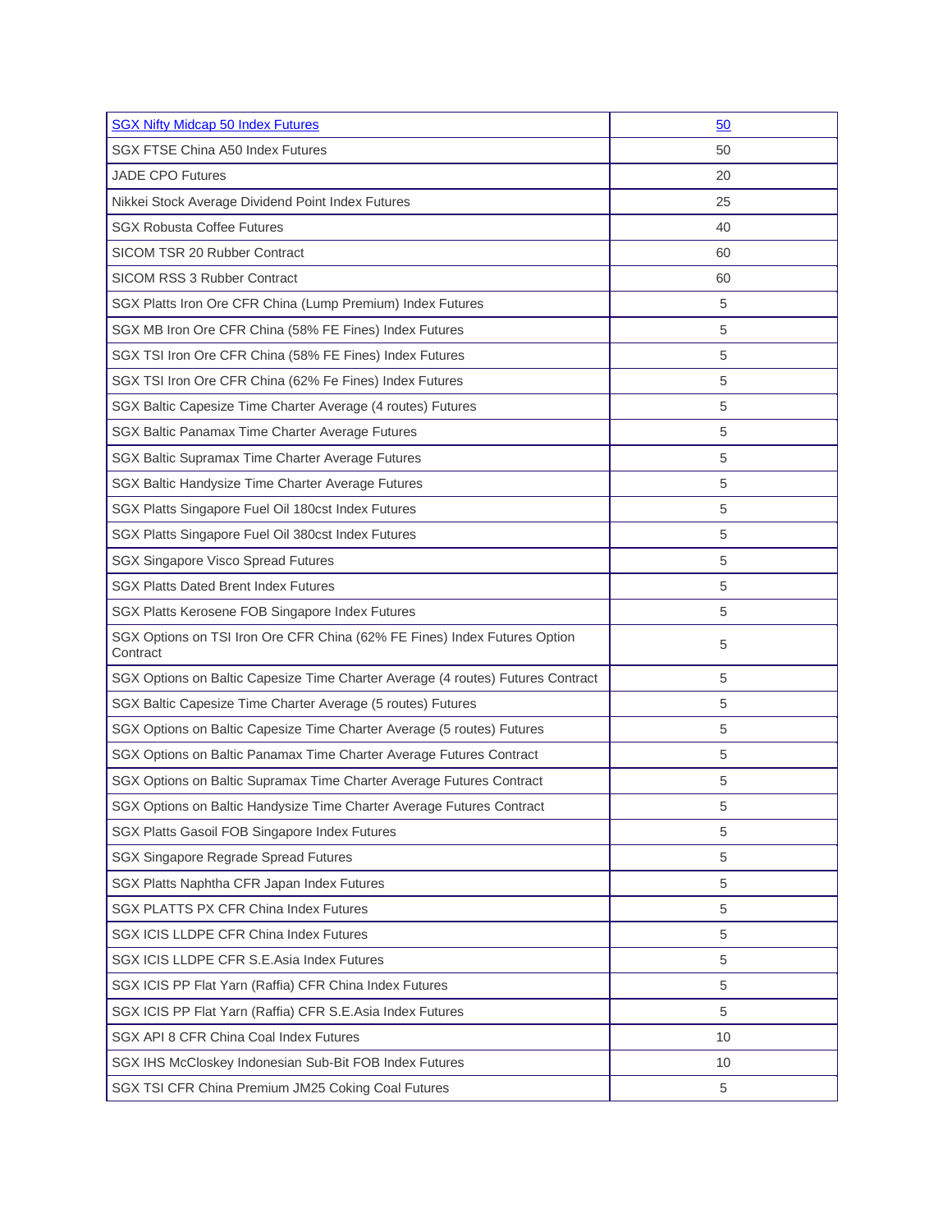| SGX Nifty Midcap 50 Index Futures | 50 |
|---|---|
| SGX FTSE China A50 Index Futures | 50 |
| JADE CPO Futures | 20 |
| Nikkei Stock Average Dividend Point Index Futures | 25 |
| SGX Robusta Coffee Futures | 40 |
| SICOM TSR 20 Rubber Contract | 60 |
| SICOM RSS 3 Rubber Contract | 60 |
| SGX Platts Iron Ore CFR China (Lump Premium) Index Futures | 5 |
| SGX MB Iron Ore CFR China (58% FE Fines) Index Futures | 5 |
| SGX TSI Iron Ore CFR China (58% FE Fines) Index Futures | 5 |
| SGX TSI Iron Ore CFR China (62% Fe Fines) Index Futures | 5 |
| SGX Baltic Capesize Time Charter Average (4 routes) Futures | 5 |
| SGX Baltic Panamax Time Charter Average Futures | 5 |
| SGX Baltic Supramax Time Charter Average Futures | 5 |
| SGX Baltic Handysize Time Charter Average Futures | 5 |
| SGX Platts Singapore Fuel Oil 180cst Index Futures | 5 |
| SGX Platts Singapore Fuel Oil 380cst Index Futures | 5 |
| SGX Singapore Visco Spread Futures | 5 |
| SGX Platts Dated Brent Index Futures | 5 |
| SGX Platts Kerosene FOB Singapore Index Futures | 5 |
| SGX Options on TSI Iron Ore CFR China (62% FE Fines) Index Futures Option Contract | 5 |
| SGX Options on Baltic Capesize Time Charter Average (4 routes) Futures Contract | 5 |
| SGX Baltic Capesize Time Charter Average (5 routes) Futures | 5 |
| SGX Options on Baltic Capesize Time Charter Average (5 routes) Futures | 5 |
| SGX Options on Baltic Panamax Time Charter Average Futures Contract | 5 |
| SGX Options on Baltic Supramax Time Charter Average Futures Contract | 5 |
| SGX Options on Baltic Handysize Time Charter Average Futures Contract | 5 |
| SGX Platts Gasoil FOB Singapore Index Futures | 5 |
| SGX Singapore Regrade Spread Futures | 5 |
| SGX Platts Naphtha CFR Japan Index Futures | 5 |
| SGX PLATTS PX CFR China Index Futures | 5 |
| SGX ICIS LLDPE CFR China Index Futures | 5 |
| SGX ICIS LLDPE CFR S.E.Asia Index Futures | 5 |
| SGX ICIS PP Flat Yarn (Raffia) CFR China Index Futures | 5 |
| SGX ICIS PP Flat Yarn (Raffia) CFR S.E.Asia Index Futures | 5 |
| SGX API 8 CFR China Coal Index Futures | 10 |
| SGX IHS McCloskey Indonesian Sub-Bit FOB Index Futures | 10 |
| SGX TSI CFR China Premium JM25 Coking Coal Futures | 5 |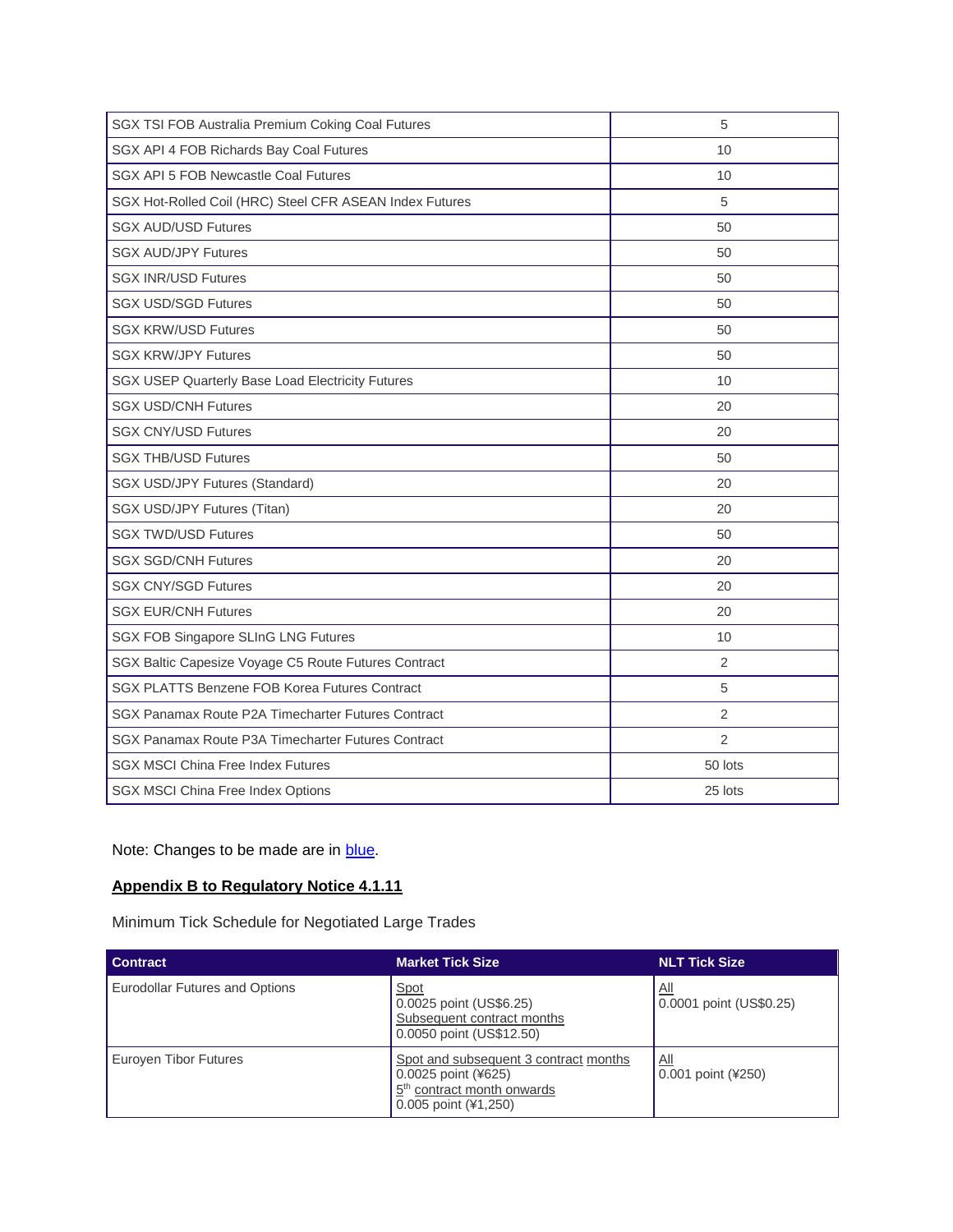| | |
|---|---|
| SGX TSI FOB Australia Premium Coking Coal Futures | 5 |
| SGX API 4 FOB Richards Bay Coal Futures | 10 |
| SGX API 5 FOB Newcastle Coal Futures | 10 |
| SGX Hot-Rolled Coil (HRC) Steel CFR ASEAN Index Futures | 5 |
| SGX AUD/USD Futures | 50 |
| SGX AUD/JPY Futures | 50 |
| SGX INR/USD Futures | 50 |
| SGX USD/SGD Futures | 50 |
| SGX KRW/USD Futures | 50 |
| SGX KRW/JPY Futures | 50 |
| SGX USEP Quarterly Base Load Electricity Futures | 10 |
| SGX USD/CNH Futures | 20 |
| SGX CNY/USD Futures | 20 |
| SGX THB/USD Futures | 50 |
| SGX USD/JPY Futures (Standard) | 20 |
| SGX USD/JPY Futures (Titan) | 20 |
| SGX TWD/USD Futures | 50 |
| SGX SGD/CNH Futures | 20 |
| SGX CNY/SGD Futures | 20 |
| SGX EUR/CNH Futures | 20 |
| SGX FOB Singapore SLInG LNG Futures | 10 |
| SGX Baltic Capesize Voyage C5 Route Futures Contract | 2 |
| SGX PLATTS Benzene FOB Korea Futures Contract | 5 |
| SGX Panamax Route P2A Timecharter Futures Contract | 2 |
| SGX Panamax Route P3A Timecharter Futures Contract | 2 |
| SGX MSCI China Free Index Futures | 50 lots |
| SGX MSCI China Free Index Options | 25 lots |

Note: Changes to be made are in blue.

**Appendix B to Regulatory Notice 4.1.11**

Minimum Tick Schedule for Negotiated Large Trades

| Contract | Market Tick Size | NLT Tick Size |
|---|---|---|
| Eurodollar Futures and Options | Spot<br>0.0025 point (US$6.25)<br>Subsequent contract months<br>0.0050 point (US$12.50) | All<br>0.0001 point (US$0.25) |
| Euroyen Tibor Futures | Spot and subsequent 3 contract months<br>0.0025 point (¥625)<br>5th contract month onwards<br>0.005 point (¥1,250) | All<br>0.001 point (¥250) |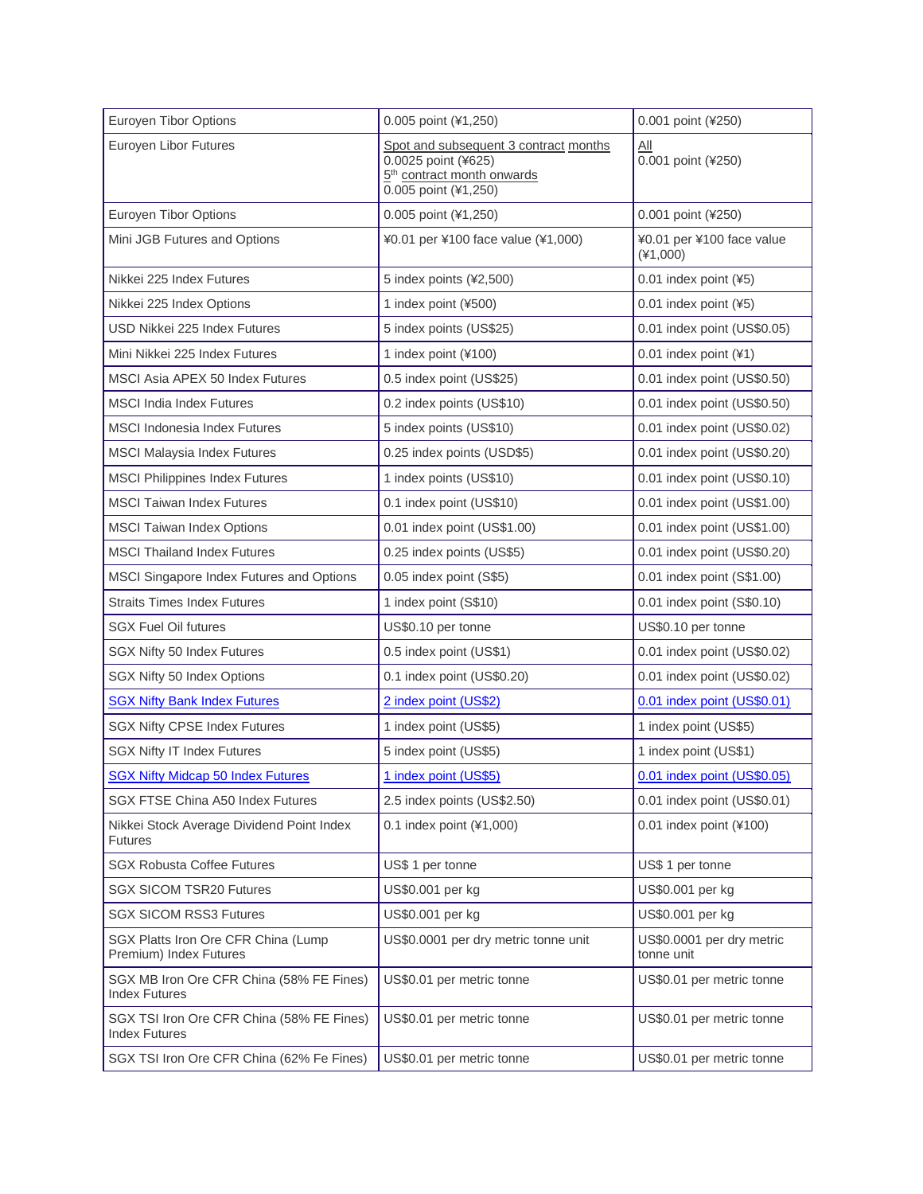| Euroyen Tibor Options | 0.005 point (¥1,250) | 0.001 point (¥250) |
|---|---|---|
| Euroyen Libor Futures | Spot and subsequent 3 contract months<br>0.0025 point (¥625)<br>5th contract month onwards<br>0.005 point (¥1,250) | All<br>0.001 point (¥250) |
| Euroyen Tibor Options | 0.005 point (¥1,250) | 0.001 point (¥250) |
| Mini JGB Futures and Options | ¥0.01 per ¥100 face value (¥1,000) | ¥0.01 per ¥100 face value (¥1,000) |
| Nikkei 225 Index Futures | 5 index points (¥2,500) | 0.01 index point (¥5) |
| Nikkei 225 Index Options | 1 index point (¥500) | 0.01 index point (¥5) |
| USD Nikkei 225 Index Futures | 5 index points (US$25) | 0.01 index point (US$0.05) |
| Mini Nikkei 225 Index Futures | 1 index point (¥100) | 0.01 index point (¥1) |
| MSCI Asia APEX 50 Index Futures | 0.5 index point (US$25) | 0.01 index point (US$0.50) |
| MSCI India Index Futures | 0.2 index points (US$10) | 0.01 index point (US$0.50) |
| MSCI Indonesia Index Futures | 5 index points (US$10) | 0.01 index point (US$0.02) |
| MSCI Malaysia Index Futures | 0.25 index points (USD$5) | 0.01 index point (US$0.20) |
| MSCI Philippines Index Futures | 1 index points (US$10) | 0.01 index point (US$0.10) |
| MSCI Taiwan Index Futures | 0.1 index point (US$10) | 0.01 index point (US$1.00) |
| MSCI Taiwan Index Options | 0.01 index point (US$1.00) | 0.01 index point (US$1.00) |
| MSCI Thailand Index Futures | 0.25 index points (US$5) | 0.01 index point (US$0.20) |
| MSCI Singapore Index Futures and Options | 0.05 index point (S$5) | 0.01 index point (S$1.00) |
| Straits Times Index Futures | 1 index point (S$10) | 0.01 index point (S$0.10) |
| SGX Fuel Oil futures | US$0.10 per tonne | US$0.10 per tonne |
| SGX Nifty 50 Index Futures | 0.5 index point (US$1) | 0.01 index point (US$0.02) |
| SGX Nifty 50 Index Options | 0.1 index point (US$0.20) | 0.01 index point (US$0.02) |
| SGX Nifty Bank Index Futures | 2 index point (US$2) | 0.01 index point (US$0.01) |
| SGX Nifty CPSE Index Futures | 1 index point (US$5) | 1 index point (US$5) |
| SGX Nifty IT Index Futures | 5 index point (US$5) | 1 index point (US$1) |
| SGX Nifty Midcap 50 Index Futures | 1 index point (US$5) | 0.01 index point (US$0.05) |
| SGX FTSE China A50 Index Futures | 2.5 index points (US$2.50) | 0.01 index point (US$0.01) |
| Nikkei Stock Average Dividend Point Index Futures | 0.1 index point (¥1,000) | 0.01 index point (¥100) |
| SGX Robusta Coffee Futures | US$ 1 per tonne | US$ 1 per tonne |
| SGX SICOM TSR20 Futures | US$0.001 per kg | US$0.001 per kg |
| SGX SICOM RSS3 Futures | US$0.001 per kg | US$0.001 per kg |
| SGX Platts Iron Ore CFR China (Lump Premium) Index Futures | US$0.0001 per dry metric tonne unit | US$0.0001 per dry metric tonne unit |
| SGX MB Iron Ore CFR China (58% FE Fines) Index Futures | US$0.01 per metric tonne | US$0.01 per metric tonne |
| SGX TSI Iron Ore CFR China (58% FE Fines) Index Futures | US$0.01 per metric tonne | US$0.01 per metric tonne |
| SGX TSI Iron Ore CFR China (62% Fe Fines) | US$0.01 per metric tonne | US$0.01 per metric tonne |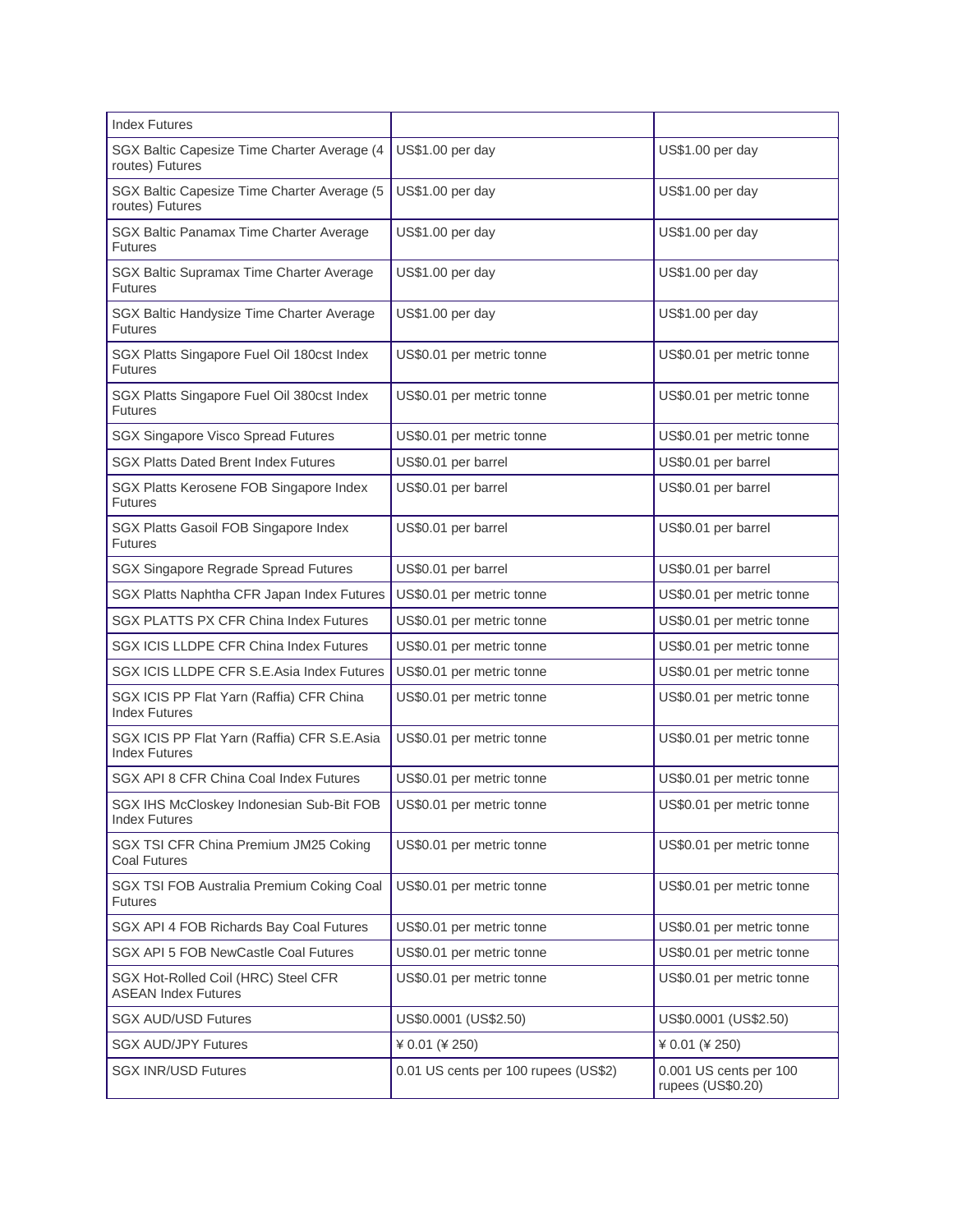| | | |
|---|---|---|
| Index Futures | | |
| SGX Baltic Capesize Time Charter Average (4 routes) Futures | US$1.00 per day | US$1.00 per day |
| SGX Baltic Capesize Time Charter Average (5 routes) Futures | US$1.00 per day | US$1.00 per day |
| SGX Baltic Panamax Time Charter Average Futures | US$1.00 per day | US$1.00 per day |
| SGX Baltic Supramax Time Charter Average Futures | US$1.00 per day | US$1.00 per day |
| SGX Baltic Handysize Time Charter Average Futures | US$1.00 per day | US$1.00 per day |
| SGX Platts Singapore Fuel Oil 180cst Index Futures | US$0.01 per metric tonne | US$0.01 per metric tonne |
| SGX Platts Singapore Fuel Oil 380cst Index Futures | US$0.01 per metric tonne | US$0.01 per metric tonne |
| SGX Singapore Visco Spread Futures | US$0.01 per metric tonne | US$0.01 per metric tonne |
| SGX Platts Dated Brent Index Futures | US$0.01 per barrel | US$0.01 per barrel |
| SGX Platts Kerosene FOB Singapore Index Futures | US$0.01 per barrel | US$0.01 per barrel |
| SGX Platts Gasoil FOB Singapore Index Futures | US$0.01 per barrel | US$0.01 per barrel |
| SGX Singapore Regrade Spread Futures | US$0.01 per barrel | US$0.01 per barrel |
| SGX Platts Naphtha CFR Japan Index Futures | US$0.01 per metric tonne | US$0.01 per metric tonne |
| SGX PLATTS PX CFR China Index Futures | US$0.01 per metric tonne | US$0.01 per metric tonne |
| SGX ICIS LLDPE CFR China Index Futures | US$0.01 per metric tonne | US$0.01 per metric tonne |
| SGX ICIS LLDPE CFR S.E.Asia Index Futures | US$0.01 per metric tonne | US$0.01 per metric tonne |
| SGX ICIS PP Flat Yarn (Raffia) CFR China Index Futures | US$0.01 per metric tonne | US$0.01 per metric tonne |
| SGX ICIS PP Flat Yarn (Raffia) CFR S.E.Asia Index Futures | US$0.01 per metric tonne | US$0.01 per metric tonne |
| SGX API 8 CFR China Coal Index Futures | US$0.01 per metric tonne | US$0.01 per metric tonne |
| SGX IHS McCloskey Indonesian Sub-Bit FOB Index Futures | US$0.01 per metric tonne | US$0.01 per metric tonne |
| SGX TSI CFR China Premium JM25 Coking Coal Futures | US$0.01 per metric tonne | US$0.01 per metric tonne |
| SGX TSI FOB Australia Premium Coking Coal Futures | US$0.01 per metric tonne | US$0.01 per metric tonne |
| SGX API 4 FOB Richards Bay Coal Futures | US$0.01 per metric tonne | US$0.01 per metric tonne |
| SGX API 5 FOB NewCastle Coal Futures | US$0.01 per metric tonne | US$0.01 per metric tonne |
| SGX Hot-Rolled Coil (HRC) Steel CFR ASEAN Index Futures | US$0.01 per metric tonne | US$0.01 per metric tonne |
| SGX AUD/USD Futures | US$0.0001 (US$2.50) | US$0.0001 (US$2.50) |
| SGX AUD/JPY Futures | ¥ 0.01 (¥ 250) | ¥ 0.01 (¥ 250) |
| SGX INR/USD Futures | 0.01 US cents per 100 rupees (US$2) | 0.001 US cents per 100 rupees (US$0.20) |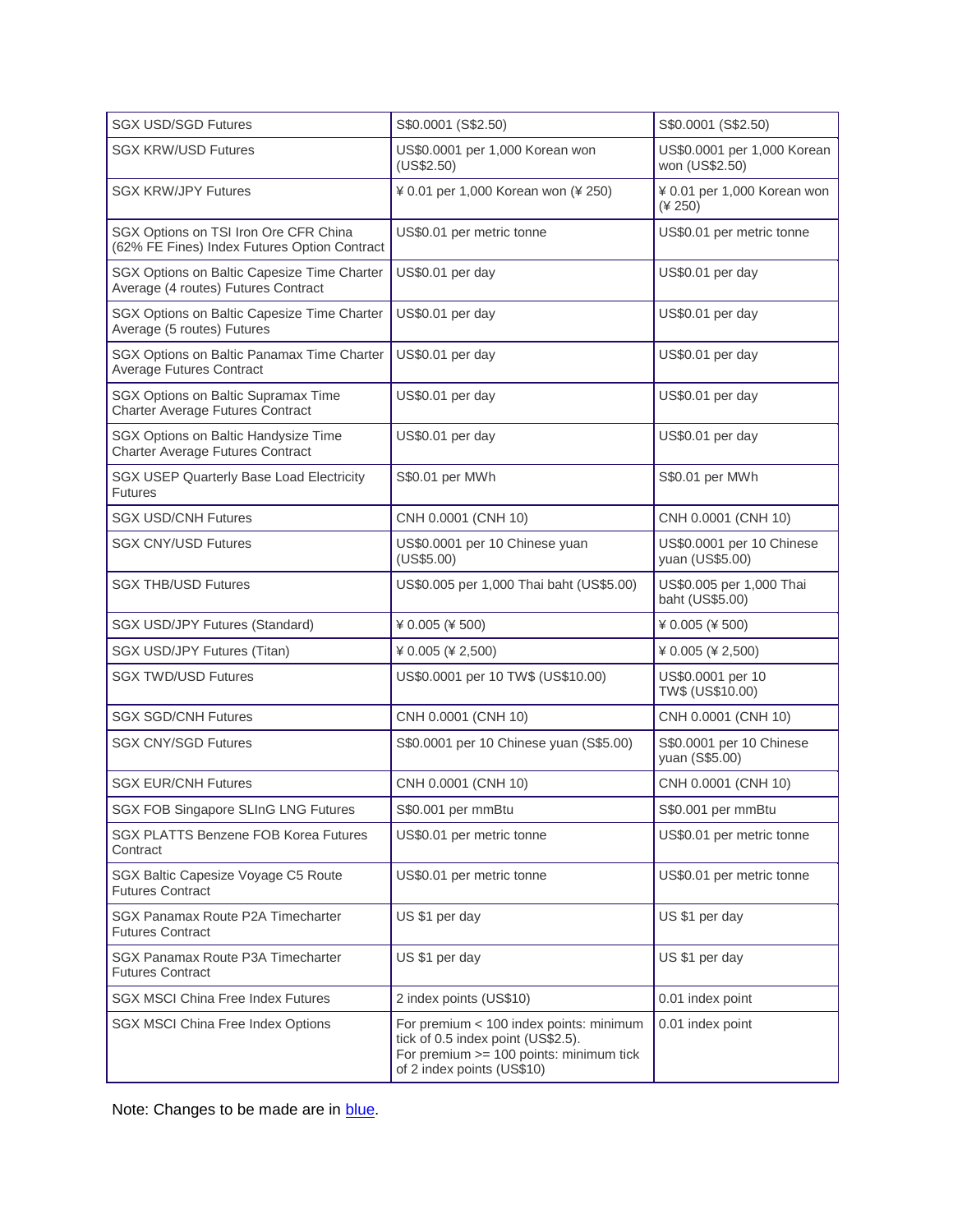| | | |
|---|---|---|
| SGX USD/SGD Futures | S$0.0001 (S$2.50) | S$0.0001 (S$2.50) |
| SGX KRW/USD Futures | US$0.0001 per 1,000 Korean won (US$2.50) | US$0.0001 per 1,000 Korean won (US$2.50) |
| SGX KRW/JPY Futures | ¥ 0.01 per 1,000 Korean won (¥ 250) | ¥ 0.01 per 1,000 Korean won (¥ 250) |
| SGX Options on TSI Iron Ore CFR China (62% FE Fines) Index Futures Option Contract | US$0.01 per metric tonne | US$0.01 per metric tonne |
| SGX Options on Baltic Capesize Time Charter Average (4 routes) Futures Contract | US$0.01 per day | US$0.01 per day |
| SGX Options on Baltic Capesize Time Charter Average (5 routes) Futures | US$0.01 per day | US$0.01 per day |
| SGX Options on Baltic Panamax Time Charter Average Futures Contract | US$0.01 per day | US$0.01 per day |
| SGX Options on Baltic Supramax Time Charter Average Futures Contract | US$0.01 per day | US$0.01 per day |
| SGX Options on Baltic Handysize Time Charter Average Futures Contract | US$0.01 per day | US$0.01 per day |
| SGX USEP Quarterly Base Load Electricity Futures | S$0.01 per MWh | S$0.01 per MWh |
| SGX USD/CNH Futures | CNH 0.0001 (CNH 10) | CNH 0.0001 (CNH 10) |
| SGX CNY/USD Futures | US$0.0001 per 10 Chinese yuan (US$5.00) | US$0.0001 per 10 Chinese yuan (US$5.00) |
| SGX THB/USD Futures | US$0.005 per 1,000 Thai baht (US$5.00) | US$0.005 per 1,000 Thai baht (US$5.00) |
| SGX USD/JPY Futures (Standard) | ¥ 0.005 (¥ 500) | ¥ 0.005 (¥ 500) |
| SGX USD/JPY Futures (Titan) | ¥ 0.005 (¥ 2,500) | ¥ 0.005 (¥ 2,500) |
| SGX TWD/USD Futures | US$0.0001 per 10 TW$ (US$10.00) | US$0.0001 per 10 TW$ (US$10.00) |
| SGX SGD/CNH Futures | CNH 0.0001 (CNH 10) | CNH 0.0001 (CNH 10) |
| SGX CNY/SGD Futures | S$0.0001 per 10 Chinese yuan (S$5.00) | S$0.0001 per 10 Chinese yuan (S$5.00) |
| SGX EUR/CNH Futures | CNH 0.0001 (CNH 10) | CNH 0.0001 (CNH 10) |
| SGX FOB Singapore SLInG LNG Futures | S$0.001 per mmBtu | S$0.001 per mmBtu |
| SGX PLATTS Benzene FOB Korea Futures Contract | US$0.01 per metric tonne | US$0.01 per metric tonne |
| SGX Baltic Capesize Voyage C5 Route Futures Contract | US$0.01 per metric tonne | US$0.01 per metric tonne |
| SGX Panamax Route P2A Timecharter Futures Contract | US $1 per day | US $1 per day |
| SGX Panamax Route P3A Timecharter Futures Contract | US $1 per day | US $1 per day |
| SGX MSCI China Free Index Futures | 2 index points (US$10) | 0.01 index point |
| SGX MSCI China Free Index Options | For premium < 100 index points: minimum tick of 0.5 index point (US$2.5).<br>For premium >= 100 points: minimum tick of 2 index points (US$10) | 0.01 index point |

Note: Changes to be made are in blue.